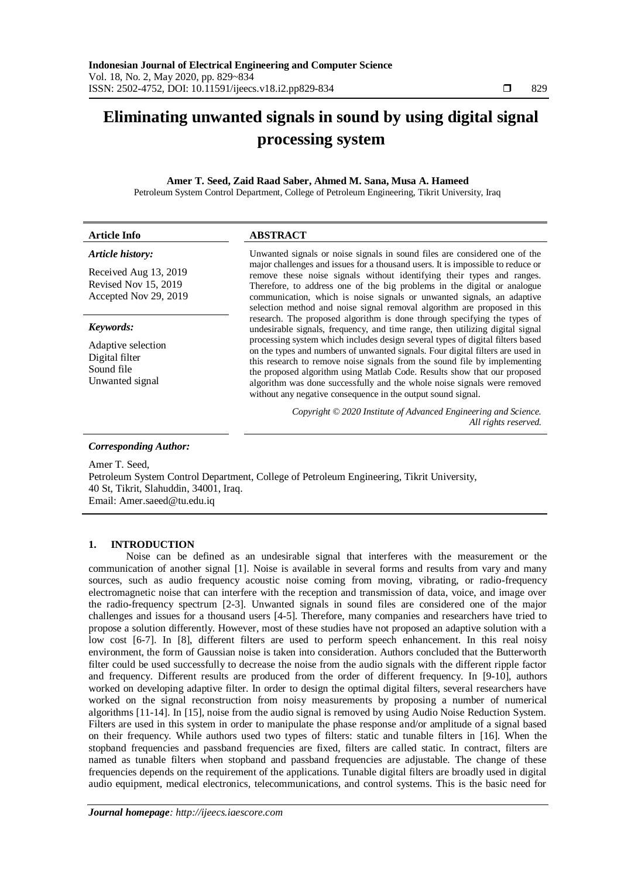# Eliminating unwanted signals in sound by using digital signal processing system

**Amer T. Seed, Zaid Raad Saber, Ahmed M. Sana, Musa A. Hameed**

Petroleum System Control Department, College of Petroleum Engineering, Tikrit University, Iraq

**Article Info**

*Article history:*

Received Aug 13, 2019
Revised Nov 15, 2019
Accepted Nov 29, 2019

*Keywords:*

Adaptive selection
Digital filter
Sound file
Unwanted signal

**ABSTRACT**

Unwanted signals or noise signals in sound files are considered one of the major challenges and issues for a thousand users. It is impossible to reduce or remove these noise signals without identifying their types and ranges. Therefore, to address one of the big problems in the digital or analogue communication, which is noise signals or unwanted signals, an adaptive selection method and noise signal removal algorithm are proposed in this research. The proposed algorithm is done through specifying the types of undesirable signals, frequency, and time range, then utilizing digital signal processing system which includes design several types of digital filters based on the types and numbers of unwanted signals. Four digital filters are used in this research to remove noise signals from the sound file by implementing the proposed algorithm using Matlab Code. Results show that our proposed algorithm was done successfully and the whole noise signals were removed without any negative consequence in the output sound signal.

*Copyright © 2020 Institute of Advanced Engineering and Science. All rights reserved.*

*Corresponding Author:*

Amer T. Seed,
Petroleum System Control Department, College of Petroleum Engineering, Tikrit University,
40 St, Tikrit, Slahuddin, 34001, Iraq.
Email: Amer.saeed@tu.edu.iq

## 1. INTRODUCTION

Noise can be defined as an undesirable signal that interferes with the measurement or the communication of another signal [1]. Noise is available in several forms and results from vary and many sources, such as audio frequency acoustic noise coming from moving, vibrating, or radio-frequency electromagnetic noise that can interfere with the reception and transmission of data, voice, and image over the radio-frequency spectrum [2-3]. Unwanted signals in sound files are considered one of the major challenges and issues for a thousand users [4-5]. Therefore, many companies and researchers have tried to propose a solution differently. However, most of these studies have not proposed an adaptive solution with a low cost [6-7]. In [8], different filters are used to perform speech enhancement. In this real noisy environment, the form of Gaussian noise is taken into consideration. Authors concluded that the Butterworth filter could be used successfully to decrease the noise from the audio signals with the different ripple factor and frequency. Different results are produced from the order of different frequency. In [9-10], authors worked on developing adaptive filter. In order to design the optimal digital filters, several researchers have worked on the signal reconstruction from noisy measurements by proposing a number of numerical algorithms [11-14]. In [15], noise from the audio signal is removed by using Audio Noise Reduction System. Filters are used in this system in order to manipulate the phase response and/or amplitude of a signal based on their frequency. While authors used two types of filters: static and tunable filters in [16]. When the stopband frequencies and passband frequencies are fixed, filters are called static. In contract, filters are named as tunable filters when stopband and passband frequencies are adjustable. The change of these frequencies depends on the requirement of the applications. Tunable digital filters are broadly used in digital audio equipment, medical electronics, telecommunications, and control systems. This is the basic need for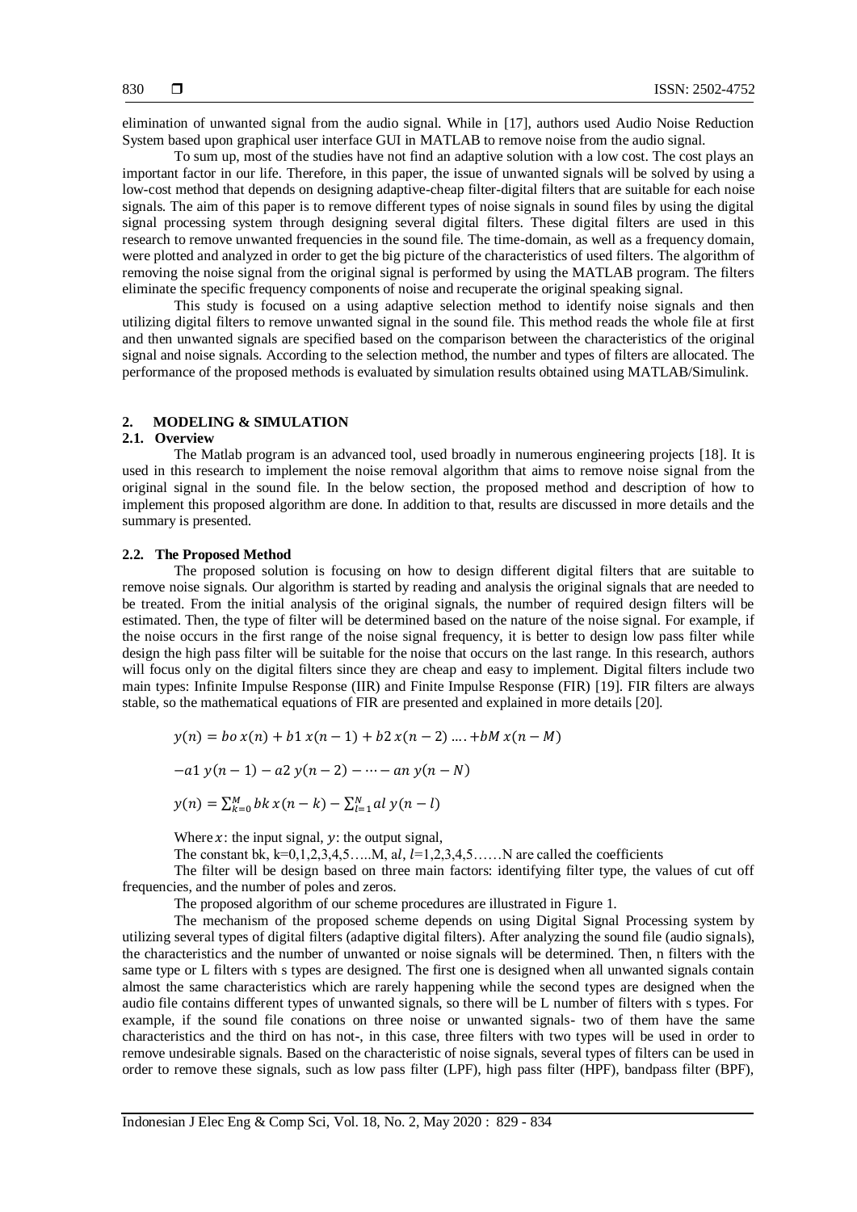elimination of unwanted signal from the audio signal. While in [17], authors used Audio Noise Reduction System based upon graphical user interface GUI in MATLAB to remove noise from the audio signal.

To sum up, most of the studies have not find an adaptive solution with a low cost. The cost plays an important factor in our life. Therefore, in this paper, the issue of unwanted signals will be solved by using a low-cost method that depends on designing adaptive-cheap filter-digital filters that are suitable for each noise signals. The aim of this paper is to remove different types of noise signals in sound files by using the digital signal processing system through designing several digital filters. These digital filters are used in this research to remove unwanted frequencies in the sound file. The time-domain, as well as a frequency domain, were plotted and analyzed in order to get the big picture of the characteristics of used filters. The algorithm of removing the noise signal from the original signal is performed by using the MATLAB program. The filters eliminate the specific frequency components of noise and recuperate the original speaking signal.

This study is focused on a using adaptive selection method to identify noise signals and then utilizing digital filters to remove unwanted signal in the sound file. This method reads the whole file at first and then unwanted signals are specified based on the comparison between the characteristics of the original signal and noise signals. According to the selection method, the number and types of filters are allocated. The performance of the proposed methods is evaluated by simulation results obtained using MATLAB/Simulink.

## 2. MODELING & SIMULATION

### 2.1. Overview

The Matlab program is an advanced tool, used broadly in numerous engineering projects [18]. It is used in this research to implement the noise removal algorithm that aims to remove noise signal from the original signal in the sound file. In the below section, the proposed method and description of how to implement this proposed algorithm are done. In addition to that, results are discussed in more details and the summary is presented.

### 2.2. The Proposed Method

The proposed solution is focusing on how to design different digital filters that are suitable to remove noise signals. Our algorithm is started by reading and analysis the original signals that are needed to be treated. From the initial analysis of the original signals, the number of required design filters will be estimated. Then, the type of filter will be determined based on the nature of the noise signal. For example, if the noise occurs in the first range of the noise signal frequency, it is better to design low pass filter while design the high pass filter will be suitable for the noise that occurs on the last range. In this research, authors will focus only on the digital filters since they are cheap and easy to implement. Digital filters include two main types: Infinite Impulse Response (IIR) and Finite Impulse Response (FIR) [19]. FIR filters are always stable, so the mathematical equations of FIR are presented and explained in more details [20].

$$y(n) = bo\, x(n) + b1\, x(n-1) + b2\, x(n-2) \ldots. + bM\, x(n-M)$$

$$-a1\, y(n-1) - a2\, y(n-2) - \cdots - an\, y(n-N)$$

$$y(n) = \sum_{k=0}^{M} bk\, x(n-k) - \sum_{l=1}^{N} al\, y(n-l)$$

Where $x$: the input signal, $y$: the output signal,

The constant bk, k=0,1,2,3,4,5…..M, a$l$, $l$=1,2,3,4,5……N are called the coefficients

The filter will be design based on three main factors: identifying filter type, the values of cut off frequencies, and the number of poles and zeros.

The proposed algorithm of our scheme procedures are illustrated in Figure 1.

The mechanism of the proposed scheme depends on using Digital Signal Processing system by utilizing several types of digital filters (adaptive digital filters). After analyzing the sound file (audio signals), the characteristics and the number of unwanted or noise signals will be determined. Then, n filters with the same type or L filters with s types are designed. The first one is designed when all unwanted signals contain almost the same characteristics which are rarely happening while the second types are designed when the audio file contains different types of unwanted signals, so there will be L number of filters with s types. For example, if the sound file conations on three noise or unwanted signals- two of them have the same characteristics and the third on has not-, in this case, three filters with two types will be used in order to remove undesirable signals. Based on the characteristic of noise signals, several types of filters can be used in order to remove these signals, such as low pass filter (LPF), high pass filter (HPF), bandpass filter (BPF),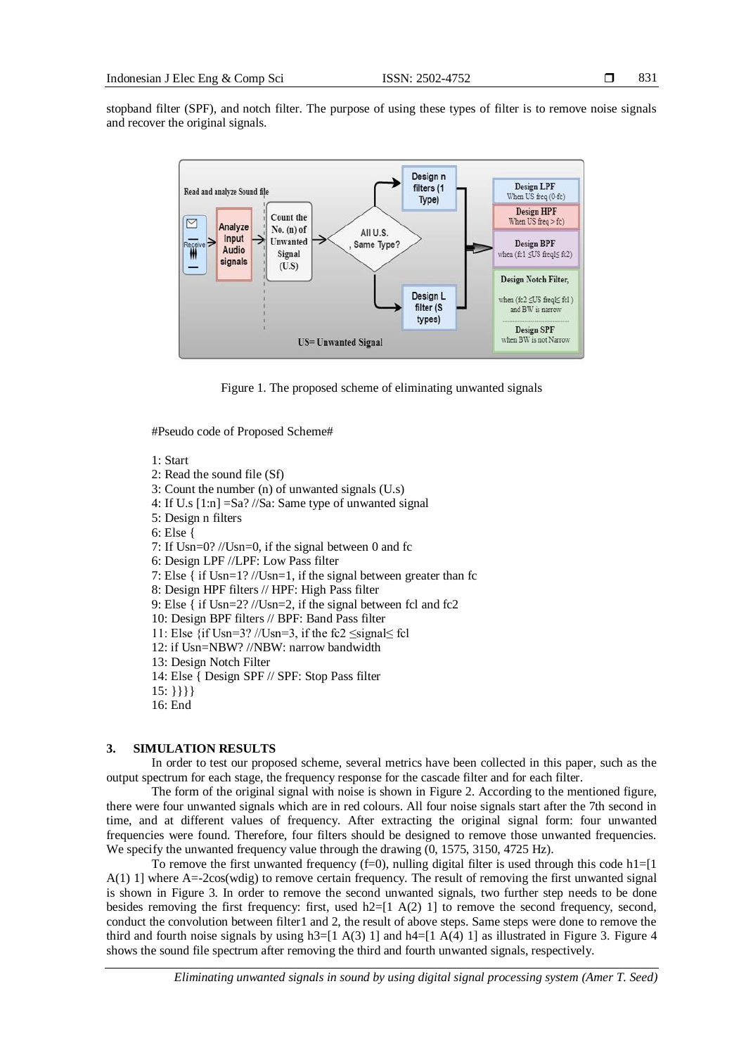stopband filter (SPF), and notch filter. The purpose of using these types of filter is to remove noise signals and recover the original signals.

Figure 1. The proposed scheme of eliminating unwanted signals

#Pseudo code of Proposed Scheme#

```
1: Start
2: Read the sound file (Sf)
3: Count the number (n) of unwanted signals (U.s)
4: If U.s [1:n] =Sa? //Sa: Same type of unwanted signal
5: Design n filters
6: Else {
7: If Usn=0? //Usn=0, if the signal between 0 and fc
6: Design LPF //LPF: Low Pass filter
7: Else { if Usn=1? //Usn=1, if the signal between greater than fc
8: Design HPF filters // HPF: High Pass filter
9: Else { if Usn=2? //Usn=2, if the signal between fcl and fc2
10: Design BPF filters // BPF: Band Pass filter
11: Else {if Usn=3? //Usn=3, if the fc2 ≤signal≤ fcl
12: if Usn=NBW? //NBW: narrow bandwidth
13: Design Notch Filter
14: Else { Design SPF // SPF: Stop Pass filter
15: }}}}
16: End
```

## 3. SIMULATION RESULTS

In order to test our proposed scheme, several metrics have been collected in this paper, such as the output spectrum for each stage, the frequency response for the cascade filter and for each filter.

The form of the original signal with noise is shown in Figure 2. According to the mentioned figure, there were four unwanted signals which are in red colours. All four noise signals start after the 7th second in time, and at different values of frequency. After extracting the original signal form: four unwanted frequencies were found. Therefore, four filters should be designed to remove those unwanted frequencies. We specify the unwanted frequency value through the drawing (0, 1575, 3150, 4725 Hz).

To remove the first unwanted frequency (f=0), nulling digital filter is used through this code h1=[1 A(1) 1] where A=-2cos(wdig) to remove certain frequency. The result of removing the first unwanted signal is shown in Figure 3. In order to remove the second unwanted signals, two further step needs to be done besides removing the first frequency: first, used h2=[1 A(2) 1] to remove the second frequency, second, conduct the convolution between filter1 and 2, the result of above steps. Same steps were done to remove the third and fourth noise signals by using h3=[1 A(3) 1] and h4=[1 A(4) 1] as illustrated in Figure 3. Figure 4 shows the sound file spectrum after removing the third and fourth unwanted signals, respectively.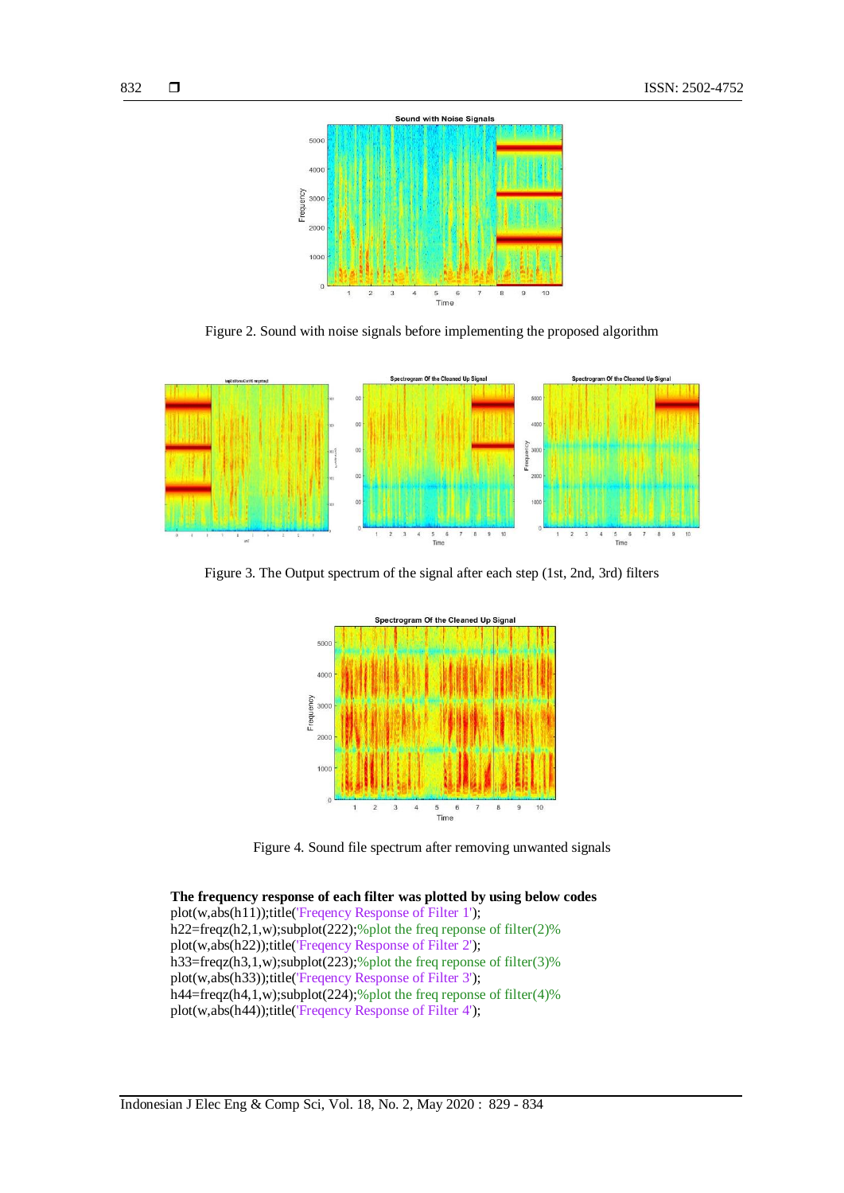Figure 2. Sound with noise signals before implementing the proposed algorithm

Figure 3. The Output spectrum of the signal after each step (1st, 2nd, 3rd) filters

Figure 4. Sound file spectrum after removing unwanted signals

**The frequency response of each filter was plotted by using below codes**

```
plot(w,abs(h11));title('Freqency Response of Filter 1');
h22=freqz(h2,1,w);subplot(222);%plot the freq reponse of filter(2)%
plot(w,abs(h22));title('Freqency Response of Filter 2');
h33=freqz(h3,1,w);subplot(223);%plot the freq reponse of filter(3)%
plot(w,abs(h33));title('Freqency Response of Filter 3');
h44=freqz(h4,1,w);subplot(224);%plot the freq reponse of filter(4)%
plot(w,abs(h44));title('Freqency Response of Filter 4');
```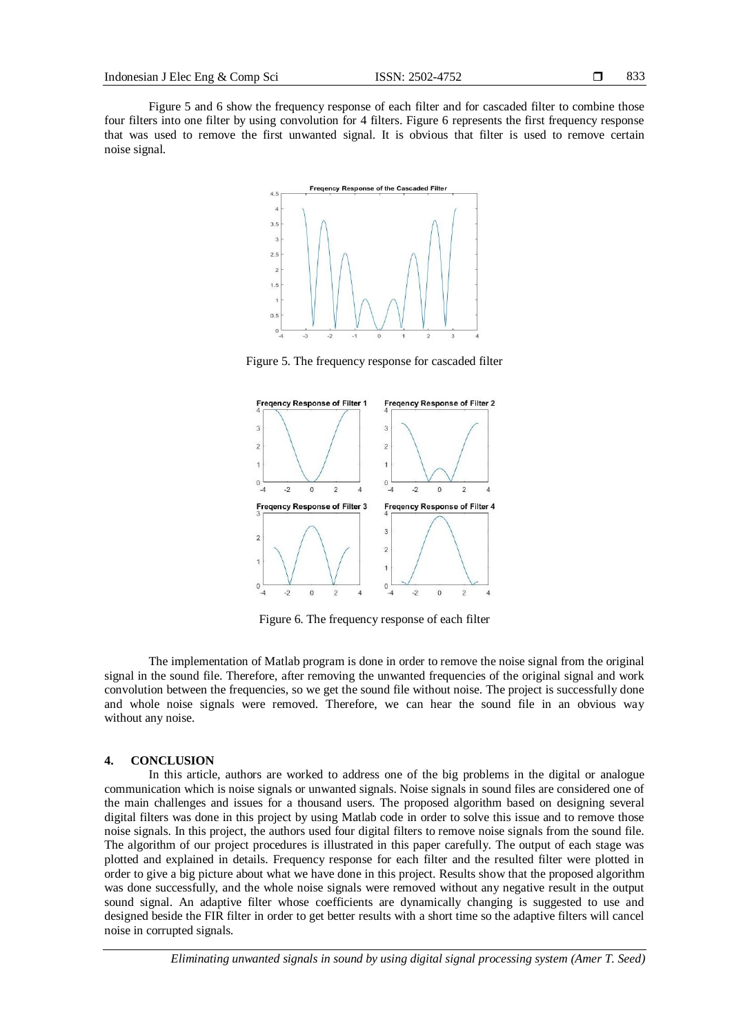Figure 5 and 6 show the frequency response of each filter and for cascaded filter to combine those four filters into one filter by using convolution for 4 filters. Figure 6 represents the first frequency response that was used to remove the first unwanted signal. It is obvious that filter is used to remove certain noise signal.

Figure 5. The frequency response for cascaded filter

Figure 6. The frequency response of each filter

The implementation of Matlab program is done in order to remove the noise signal from the original signal in the sound file. Therefore, after removing the unwanted frequencies of the original signal and work convolution between the frequencies, so we get the sound file without noise. The project is successfully done and whole noise signals were removed. Therefore, we can hear the sound file in an obvious way without any noise.

## 4. CONCLUSION

In this article, authors are worked to address one of the big problems in the digital or analogue communication which is noise signals or unwanted signals. Noise signals in sound files are considered one of the main challenges and issues for a thousand users. The proposed algorithm based on designing several digital filters was done in this project by using Matlab code in order to solve this issue and to remove those noise signals. In this project, the authors used four digital filters to remove noise signals from the sound file. The algorithm of our project procedures is illustrated in this paper carefully. The output of each stage was plotted and explained in details. Frequency response for each filter and the resulted filter were plotted in order to give a big picture about what we have done in this project. Results show that the proposed algorithm was done successfully, and the whole noise signals were removed without any negative result in the output sound signal. An adaptive filter whose coefficients are dynamically changing is suggested to use and designed beside the FIR filter in order to get better results with a short time so the adaptive filters will cancel noise in corrupted signals.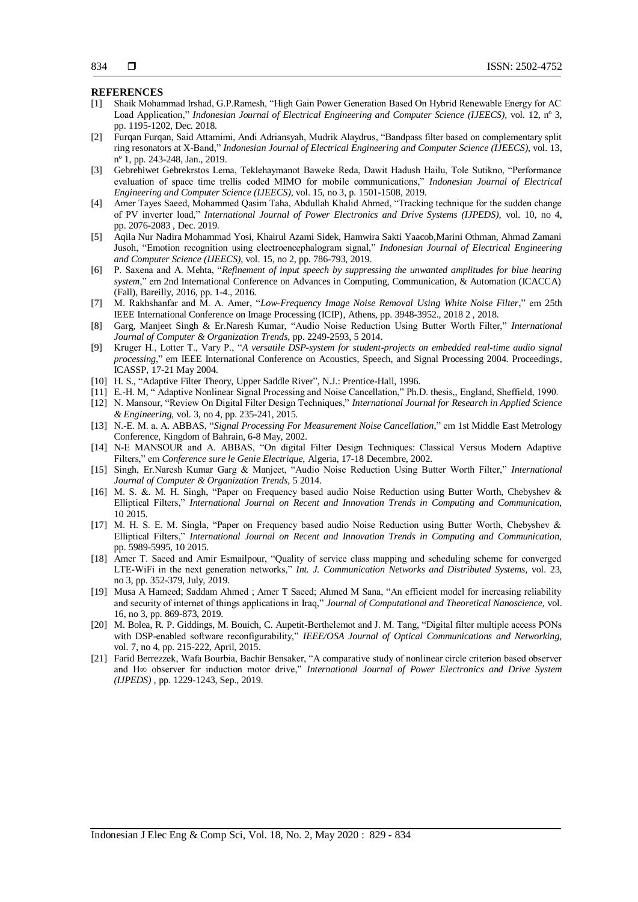**REFERENCES**

[1] Shaik Mohammad Irshad, G.P.Ramesh, "High Gain Power Generation Based On Hybrid Renewable Energy for AC Load Application," *Indonesian Journal of Electrical Engineering and Computer Science (IJEECS)*, vol. 12, nº 3, pp. 1195-1202, Dec. 2018.

[2] Furqan Furqan, Said Attamimi, Andi Adriansyah, Mudrik Alaydrus, "Bandpass filter based on complementary split ring resonators at X-Band," *Indonesian Journal of Electrical Engineering and Computer Science (IJEECS)*, vol. 13, nº 1, pp. 243-248, Jan., 2019.

[3] Gebrehiwet Gebrekrstos Lema, Teklehaymanot Baweke Reda, Dawit Hadush Hailu, Tole Sutikno, "Performance evaluation of space time trellis coded MIMO for mobile communications," *Indonesian Journal of Electrical Engineering and Computer Science (IJEECS)*, vol. 15, no 3, p. 1501-1508, 2019.

[4] Amer Tayes Saeed, Mohammed Qasim Taha, Abdullah Khalid Ahmed, "Tracking technique for the sudden change of PV inverter load," *International Journal of Power Electronics and Drive Systems (IJPEDS)*, vol. 10, no 4, pp. 2076-2083 , Dec. 2019.

[5] Aqila Nur Nadira Mohammad Yosi, Khairul Azami Sidek, Hamwira Sakti Yaacob,Marini Othman, Ahmad Zamani Jusoh, "Emotion recognition using electroencephalogram signal," *Indonesian Journal of Electrical Engineering and Computer Science (IJEECS)*, vol. 15, no 2, pp. 786-793, 2019.

[6] P. Saxena and A. Mehta, "*Refinement of input speech by suppressing the unwanted amplitudes for blue hearing system*," em 2nd International Conference on Advances in Computing, Communication, & Automation (ICACCA) (Fall), Bareilly, 2016, pp. 1-4., 2016.

[7] M. Rakhshanfar and M. A. Amer, "*Low-Frequency Image Noise Removal Using White Noise Filter*," em 25th IEEE International Conference on Image Processing (ICIP), Athens, pp. 3948-3952., 2018 2 , 2018.

[8] Garg, Manjeet Singh & Er.Naresh Kumar, "Audio Noise Reduction Using Butter Worth Filter," *International Journal of Computer & Organization Trends*, pp. 2249-2593, 5 2014.

[9] Kruger H., Lotter T., Vary P., "*A versatile DSP-system for student-projects on embedded real-time audio signal processing*," em IEEE International Conference on Acoustics, Speech, and Signal Processing 2004. Proceedings, ICASSP, 17-21 May 2004.

[10] H. S., "Adaptive Filter Theory, Upper Saddle River", N.J.: Prentice-Hall, 1996.

[11] E.-H. M, " Adaptive Nonlinear Signal Processing and Noise Cancellation," Ph.D. thesis,, England, Sheffield, 1990.

[12] N. Mansour, "Review On Digital Filter Design Techniques," *International Journal for Research in Applied Science & Engineering*, vol. 3, no 4, pp. 235-241, 2015.

[13] N.-E. M. a. A. ABBAS, "*Signal Processing For Measurement Noise Cancellation*," em 1st Middle East Metrology Conference, Kingdom of Bahrain, 6-8 May, 2002.

[14] N-E MANSOUR and A. ABBAS, "On digital Filter Design Techniques: Classical Versus Modern Adaptive Filters," em *Conference sure le Genie Electrique*, Algeria, 17-18 Decembre, 2002.

[15] Singh, Er.Naresh Kumar Garg & Manjeet, "Audio Noise Reduction Using Butter Worth Filter," *International Journal of Computer & Organization Trends*, 5 2014.

[16] M. S. &. M. H. Singh, "Paper on Frequency based audio Noise Reduction using Butter Worth, Chebyshev & Elliptical Filters," *International Journal on Recent and Innovation Trends in Computing and Communication*, 10 2015.

[17] M. H. S. E. M. Singla, "Paper on Frequency based audio Noise Reduction using Butter Worth, Chebyshev & Elliptical Filters," *International Journal on Recent and Innovation Trends in Computing and Communication*, pp. 5989-5995, 10 2015.

[18] Amer T. Saeed and Amir Esmailpour, "Quality of service class mapping and scheduling scheme for converged LTE-WiFi in the next generation networks," *Int. J. Communication Networks and Distributed Systems*, vol. 23, no 3, pp. 352-379, July, 2019.

[19] Musa A Hameed; Saddam Ahmed ; Amer T Saeed; Ahmed M Sana, "An efficient model for increasing reliability and security of internet of things applications in Iraq," *Journal of Computational and Theoretical Nanoscience*, vol. 16, no 3, pp. 869-873, 2019.

[20] M. Bolea, R. P. Giddings, M. Bouich, C. Aupetit-Berthelemot and J. M. Tang, "Digital filter multiple access PONs with DSP-enabled software reconfigurability," *IEEE/OSA Journal of Optical Communications and Networking*, vol. 7, no 4, pp. 215-222, April, 2015.

[21] Farid Berrezzek, Wafa Bourbia, Bachir Bensaker, "A comparative study of nonlinear circle criterion based observer and H∞ observer for induction motor drive," *International Journal of Power Electronics and Drive System (IJPEDS)* , pp. 1229-1243, Sep., 2019.